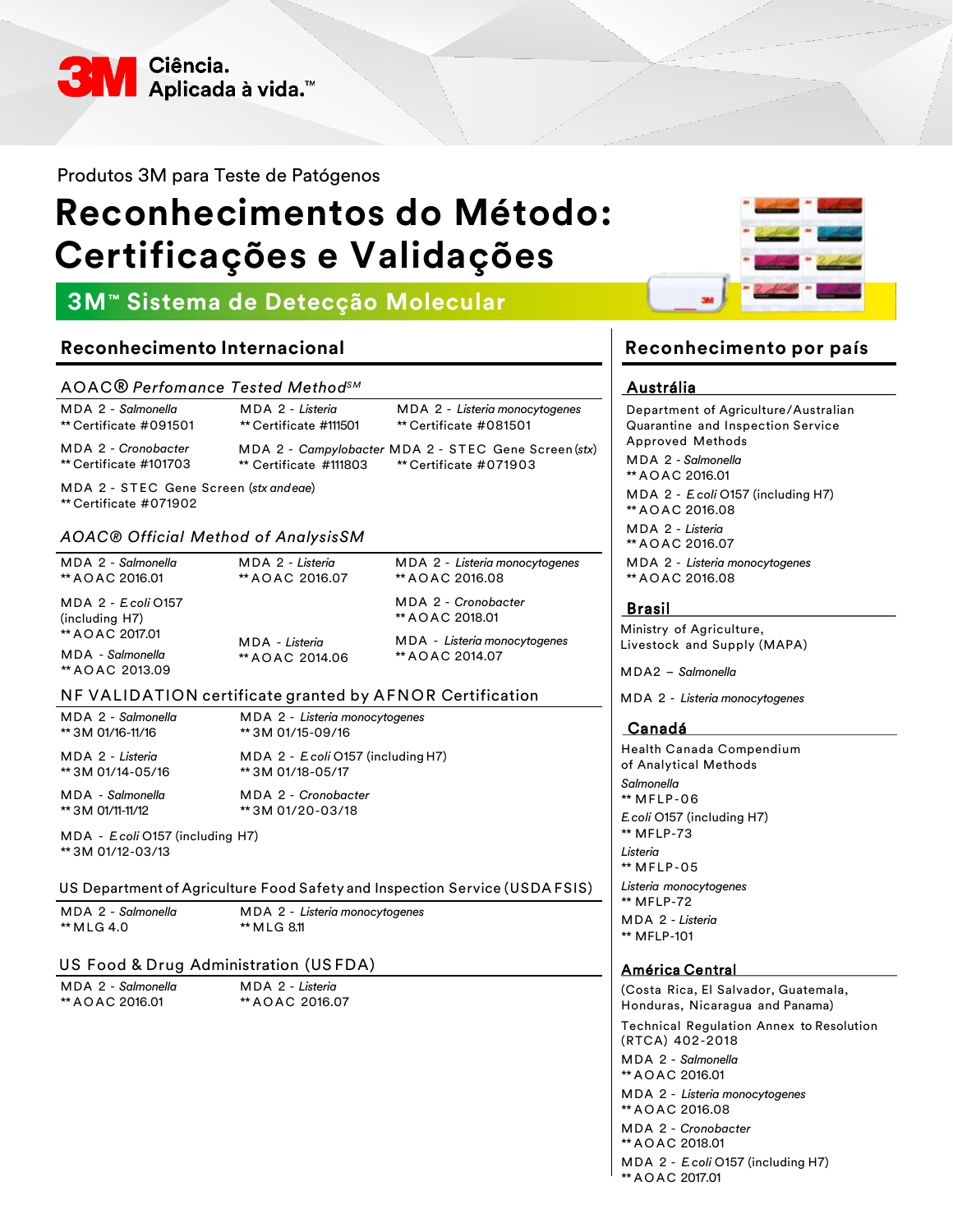3M Ciência. Aplicada à vida.™

Produtos 3M para Teste de Patógenos

# Reconhecimentos do Método: Certificações e Validações

## 3M™ Sistema de Detecção Molecular

## Reconhecimento Internacional

### AOAC® *Perfomance Tested Method*SM

MDA 2 - *Salmonella*
** Certificate #091501

MDA 2 - *Listeria*
** Certificate #111501

MDA 2 - *Listeria monocytogenes*
** Certificate #081501

MDA 2 - *Cronobacter*
** Certificate #101703

MDA 2 - *Campylobacter*
** Certificate #111803

MDA 2 - STEC Gene Screen (*stx*)
** Certificate #071903

MDA 2 - STEC Gene Screen (*stx* and *eae*)
** Certificate #071902

### *AOAC® Official Method of AnalysisSM*

MDA 2 - *Salmonella*
** AOAC 2016.01

MDA 2 - *Listeria*
** AOAC 2016.07

MDA 2 - *Listeria monocytogenes*
** AOAC 2016.08

MDA 2 - *E.coli* O157 (including H7)
** AOAC 2017.01

MDA 2 - *Cronobacter*
** AOAC 2018.01

MDA - *Salmonella*
** AOAC 2013.09

MDA - *Listeria*
** AOAC 2014.06

MDA - *Listeria monocytogenes*
** AOAC 2014.07

### NF VALIDATION certificate granted by AFNOR Certification

MDA 2 - *Salmonella*
** 3M 01/16-11/16

MDA 2 - *Listeria monocytogenes*
** 3M 01/15-09/16

MDA 2 - *Listeria*
** 3M 01/14-05/16

MDA 2 - *E.coli* O157 (including H7)
** 3M 01/18-05/17

MDA - *Salmonella*
** 3M 01/11-11/12

MDA 2 - *Cronobacter*
** 3M 01/20-03/18

MDA - *E.coli* O157 (including H7)
** 3M 01/12-03/13

### US Department of Agriculture Food Safety and Inspection Service (USDA FSIS)

MDA 2 - *Salmonella*
** MLG 4.0

MDA 2 - *Listeria monocytogenes*
** MLG 8.11

### US Food & Drug Administration (US FDA)

MDA 2 - *Salmonella*
** AOAC 2016.01

MDA 2 - *Listeria*
** AOAC 2016.07

## Reconhecimento por país

### Austrália

Department of Agriculture/Australian Quarantine and Inspection Service Approved Methods

MDA 2 - *Salmonella*
** AOAC 2016.01

MDA 2 - *E.coli* O157 (including H7)
** AOAC 2016.08

MDA 2 - *Listeria*
** AOAC 2016.07

MDA 2 - *Listeria monocytogenes*
** AOAC 2016.08

### Brasil

Ministry of Agriculture, Livestock and Supply (MAPA)

MDA2 – *Salmonella*

MDA 2 - *Listeria monocytogenes*

### Canadá

Health Canada Compendium of Analytical Methods

*Salmonella*
** MFLP-06

*E.coli* O157 (including H7)
** MFLP-73

*Listeria*
** MFLP-05

*Listeria monocytogenes*
** MFLP-72

MDA 2 - *Listeria*
** MFLP-101

### América Central

(Costa Rica, El Salvador, Guatemala, Honduras, Nicaragua and Panama)

Technical Regulation Annex to Resolution (RTCA) 402-2018

MDA 2 - *Salmonella*
** AOAC 2016.01

MDA 2 - *Listeria monocytogenes*
** AOAC 2016.08

MDA 2 - *Cronobacter*
** AOAC 2018.01

MDA 2 - *E.coli* O157 (including H7)
** AOAC 2017.01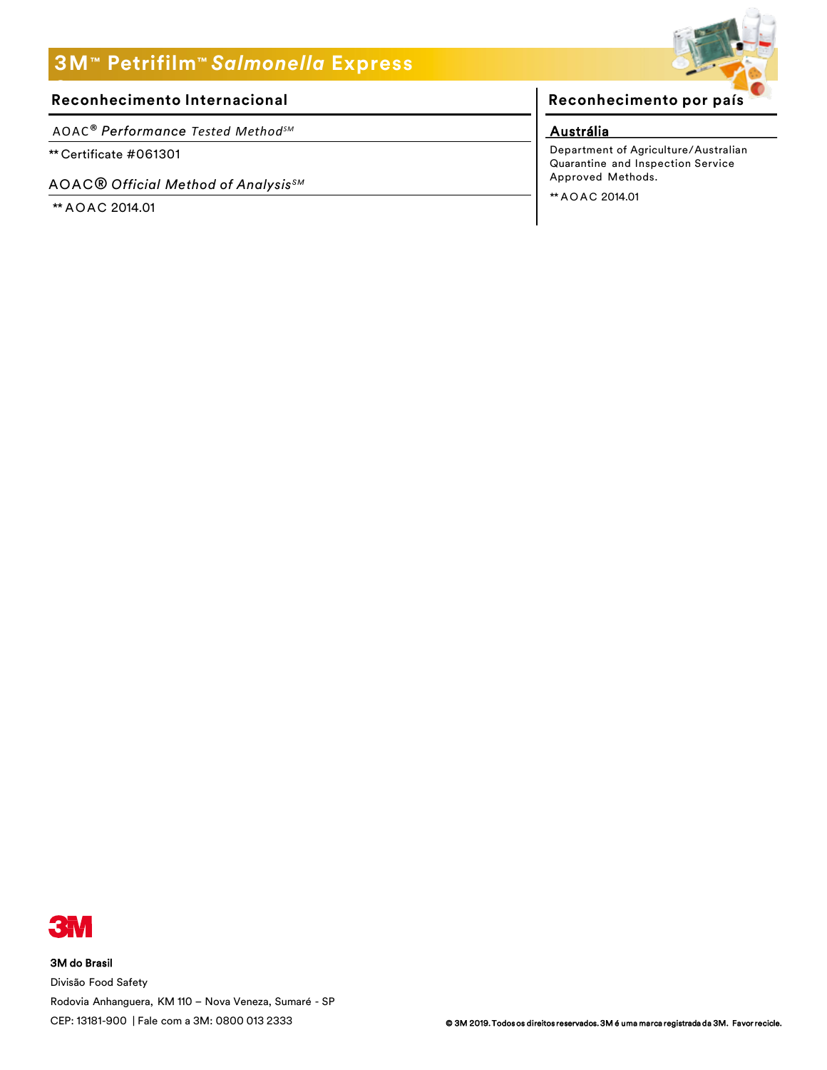# 3M™ Petrifilm™ *Salmonella* Express

## Reconhecimento Internacional

AOAC® *Performance Tested Method℠*

** Certificate #061301

AOAC® *Official Method of Analysis℠*

** AOAC 2014.01

## Reconhecimento por país

### Austrália

Department of Agriculture/Australian Quarantine and Inspection Service Approved Methods.

** AOAC 2014.01

3M

**3M do Brasil**
Divisão Food Safety
Rodovia Anhanguera, KM 110 – Nova Veneza, Sumaré - SP
CEP: 13181-900 | Fale com a 3M: 0800 013 2333

© 3M 2019. Todos os direitos reservados. 3M é uma marca registrada da 3M. Favor recicle.